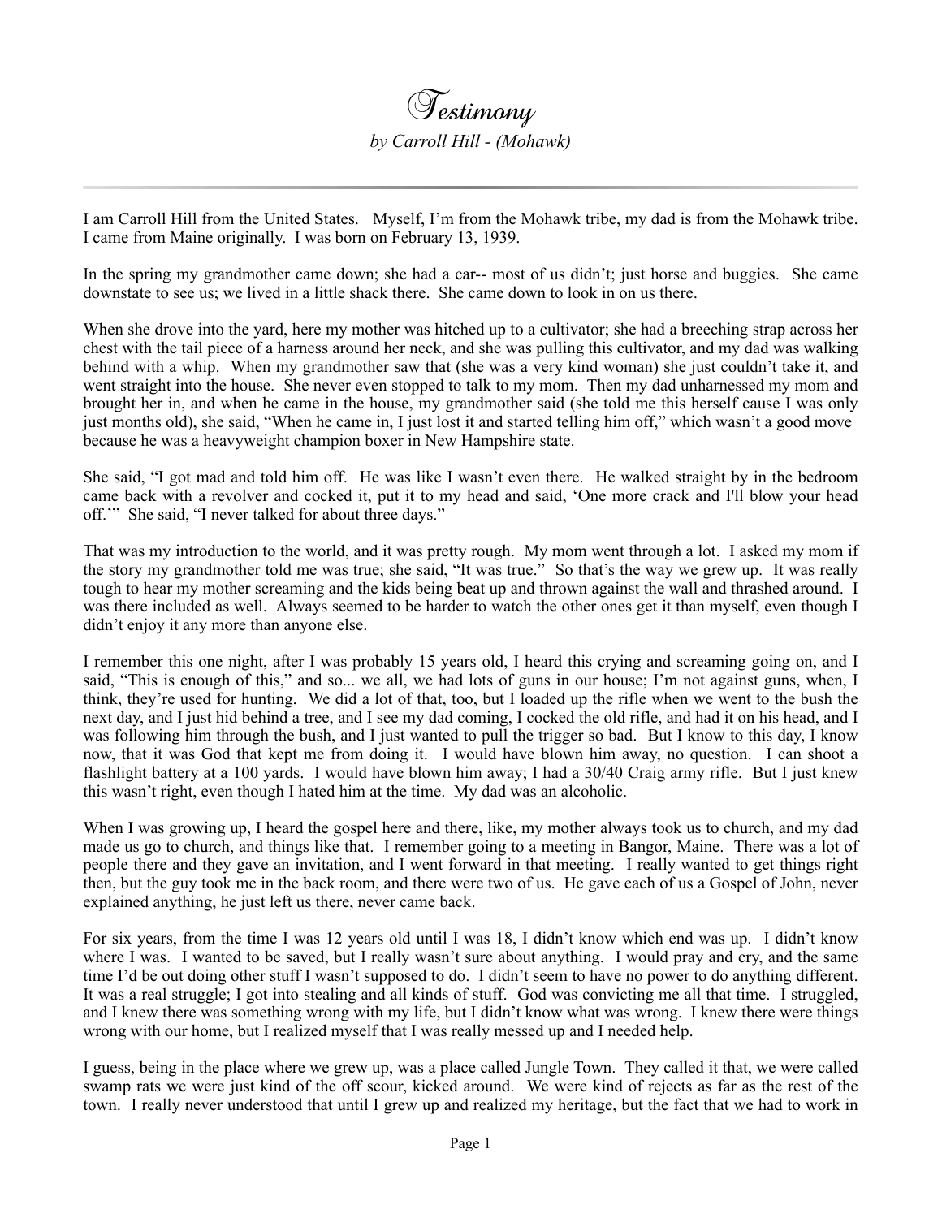# Testimony

*by Carroll Hill - (Mohawk)*

---

I am Carroll Hill from the United States. Myself, I'm from the Mohawk tribe, my dad is from the Mohawk tribe. I came from Maine originally. I was born on February 13, 1939.

In the spring my grandmother came down; she had a car-- most of us didn't; just horse and buggies. She came downstate to see us; we lived in a little shack there. She came down to look in on us there.

When she drove into the yard, here my mother was hitched up to a cultivator; she had a breeching strap across her chest with the tail piece of a harness around her neck, and she was pulling this cultivator, and my dad was walking behind with a whip. When my grandmother saw that (she was a very kind woman) she just couldn't take it, and went straight into the house. She never even stopped to talk to my mom. Then my dad unharnessed my mom and brought her in, and when he came in the house, my grandmother said (she told me this herself cause I was only just months old), she said, "When he came in, I just lost it and started telling him off," which wasn't a good move because he was a heavyweight champion boxer in New Hampshire state.

She said, "I got mad and told him off. He was like I wasn't even there. He walked straight by in the bedroom came back with a revolver and cocked it, put it to my head and said, 'One more crack and I'll blow your head off.'" She said, "I never talked for about three days."

That was my introduction to the world, and it was pretty rough. My mom went through a lot. I asked my mom if the story my grandmother told me was true; she said, "It was true." So that's the way we grew up. It was really tough to hear my mother screaming and the kids being beat up and thrown against the wall and thrashed around. I was there included as well. Always seemed to be harder to watch the other ones get it than myself, even though I didn't enjoy it any more than anyone else.

I remember this one night, after I was probably 15 years old, I heard this crying and screaming going on, and I said, "This is enough of this," and so... we all, we had lots of guns in our house; I'm not against guns, when, I think, they're used for hunting. We did a lot of that, too, but I loaded up the rifle when we went to the bush the next day, and I just hid behind a tree, and I see my dad coming, I cocked the old rifle, and had it on his head, and I was following him through the bush, and I just wanted to pull the trigger so bad. But I know to this day, I know now, that it was God that kept me from doing it. I would have blown him away, no question. I can shoot a flashlight battery at a 100 yards. I would have blown him away; I had a 30/40 Craig army rifle. But I just knew this wasn't right, even though I hated him at the time. My dad was an alcoholic.

When I was growing up, I heard the gospel here and there, like, my mother always took us to church, and my dad made us go to church, and things like that. I remember going to a meeting in Bangor, Maine. There was a lot of people there and they gave an invitation, and I went forward in that meeting. I really wanted to get things right then, but the guy took me in the back room, and there were two of us. He gave each of us a Gospel of John, never explained anything, he just left us there, never came back.

For six years, from the time I was 12 years old until I was 18, I didn't know which end was up. I didn't know where I was. I wanted to be saved, but I really wasn't sure about anything. I would pray and cry, and the same time I'd be out doing other stuff I wasn't supposed to do. I didn't seem to have no power to do anything different. It was a real struggle; I got into stealing and all kinds of stuff. God was convicting me all that time. I struggled, and I knew there was something wrong with my life, but I didn't know what was wrong. I knew there were things wrong with our home, but I realized myself that I was really messed up and I needed help.

I guess, being in the place where we grew up, was a place called Jungle Town. They called it that, we were called swamp rats we were just kind of the off scour, kicked around. We were kind of rejects as far as the rest of the town. I really never understood that until I grew up and realized my heritage, but the fact that we had to work in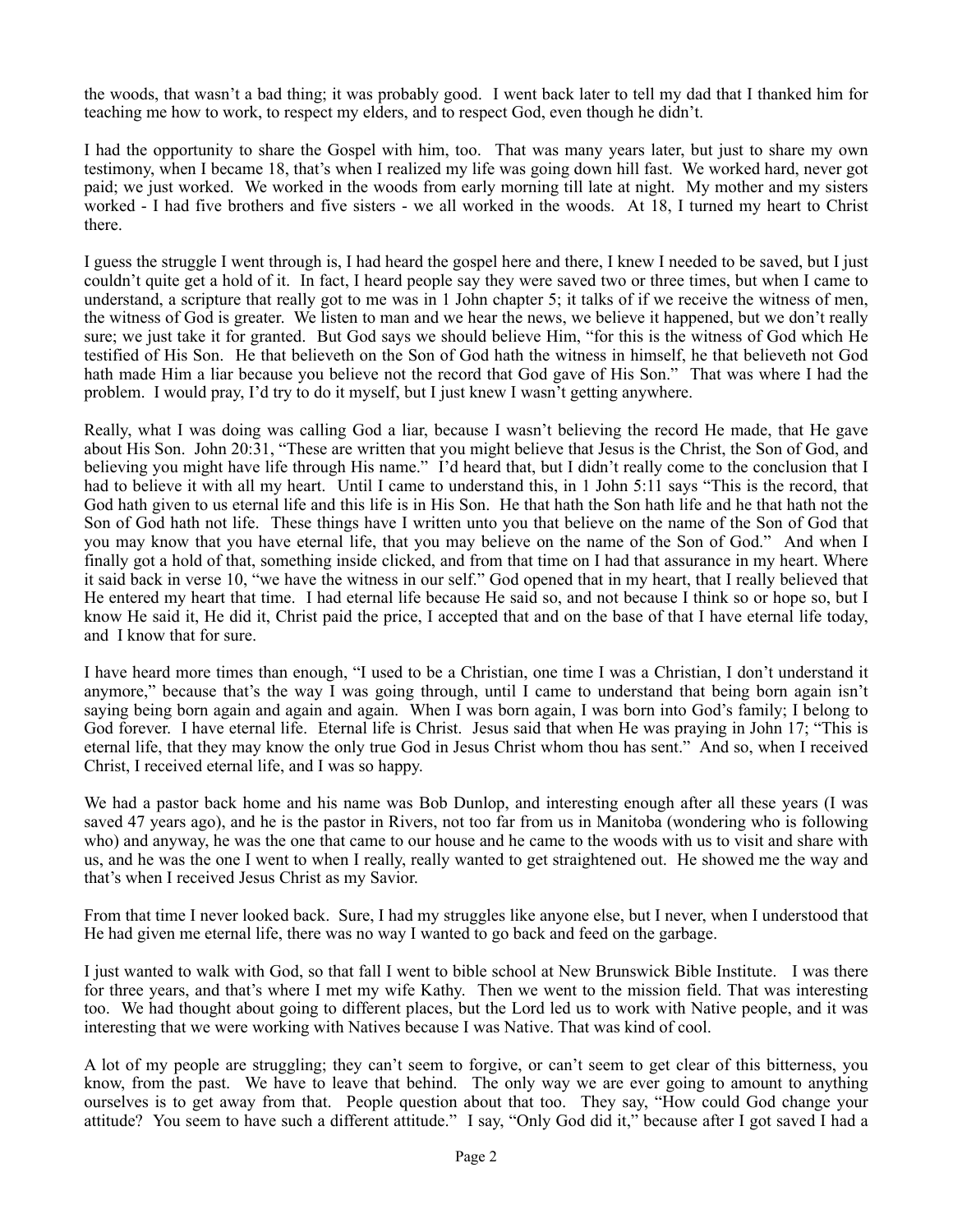the woods, that wasn't a bad thing; it was probably good. I went back later to tell my dad that I thanked him for teaching me how to work, to respect my elders, and to respect God, even though he didn't.

I had the opportunity to share the Gospel with him, too. That was many years later, but just to share my own testimony, when I became 18, that's when I realized my life was going down hill fast. We worked hard, never got paid; we just worked. We worked in the woods from early morning till late at night. My mother and my sisters worked - I had five brothers and five sisters - we all worked in the woods. At 18, I turned my heart to Christ there.

I guess the struggle I went through is, I had heard the gospel here and there, I knew I needed to be saved, but I just couldn't quite get a hold of it. In fact, I heard people say they were saved two or three times, but when I came to understand, a scripture that really got to me was in 1 John chapter 5; it talks of if we receive the witness of men, the witness of God is greater. We listen to man and we hear the news, we believe it happened, but we don't really sure; we just take it for granted. But God says we should believe Him, "for this is the witness of God which He testified of His Son. He that believeth on the Son of God hath the witness in himself, he that believeth not God hath made Him a liar because you believe not the record that God gave of His Son." That was where I had the problem. I would pray, I'd try to do it myself, but I just knew I wasn't getting anywhere.

Really, what I was doing was calling God a liar, because I wasn't believing the record He made, that He gave about His Son. John 20:31, "These are written that you might believe that Jesus is the Christ, the Son of God, and believing you might have life through His name." I'd heard that, but I didn't really come to the conclusion that I had to believe it with all my heart. Until I came to understand this, in 1 John 5:11 says "This is the record, that God hath given to us eternal life and this life is in His Son. He that hath the Son hath life and he that hath not the Son of God hath not life. These things have I written unto you that believe on the name of the Son of God that you may know that you have eternal life, that you may believe on the name of the Son of God." And when I finally got a hold of that, something inside clicked, and from that time on I had that assurance in my heart. Where it said back in verse 10, "we have the witness in our self." God opened that in my heart, that I really believed that He entered my heart that time. I had eternal life because He said so, and not because I think so or hope so, but I know He said it, He did it, Christ paid the price, I accepted that and on the base of that I have eternal life today, and I know that for sure.

I have heard more times than enough, "I used to be a Christian, one time I was a Christian, I don't understand it anymore," because that's the way I was going through, until I came to understand that being born again isn't saying being born again and again and again. When I was born again, I was born into God's family; I belong to God forever. I have eternal life. Eternal life is Christ. Jesus said that when He was praying in John 17; "This is eternal life, that they may know the only true God in Jesus Christ whom thou has sent." And so, when I received Christ, I received eternal life, and I was so happy.

We had a pastor back home and his name was Bob Dunlop, and interesting enough after all these years (I was saved 47 years ago), and he is the pastor in Rivers, not too far from us in Manitoba (wondering who is following who) and anyway, he was the one that came to our house and he came to the woods with us to visit and share with us, and he was the one I went to when I really, really wanted to get straightened out. He showed me the way and that's when I received Jesus Christ as my Savior.

From that time I never looked back. Sure, I had my struggles like anyone else, but I never, when I understood that He had given me eternal life, there was no way I wanted to go back and feed on the garbage.

I just wanted to walk with God, so that fall I went to bible school at New Brunswick Bible Institute. I was there for three years, and that's where I met my wife Kathy. Then we went to the mission field. That was interesting too. We had thought about going to different places, but the Lord led us to work with Native people, and it was interesting that we were working with Natives because I was Native. That was kind of cool.

A lot of my people are struggling; they can't seem to forgive, or can't seem to get clear of this bitterness, you know, from the past. We have to leave that behind. The only way we are ever going to amount to anything ourselves is to get away from that. People question about that too. They say, "How could God change your attitude? You seem to have such a different attitude." I say, "Only God did it," because after I got saved I had a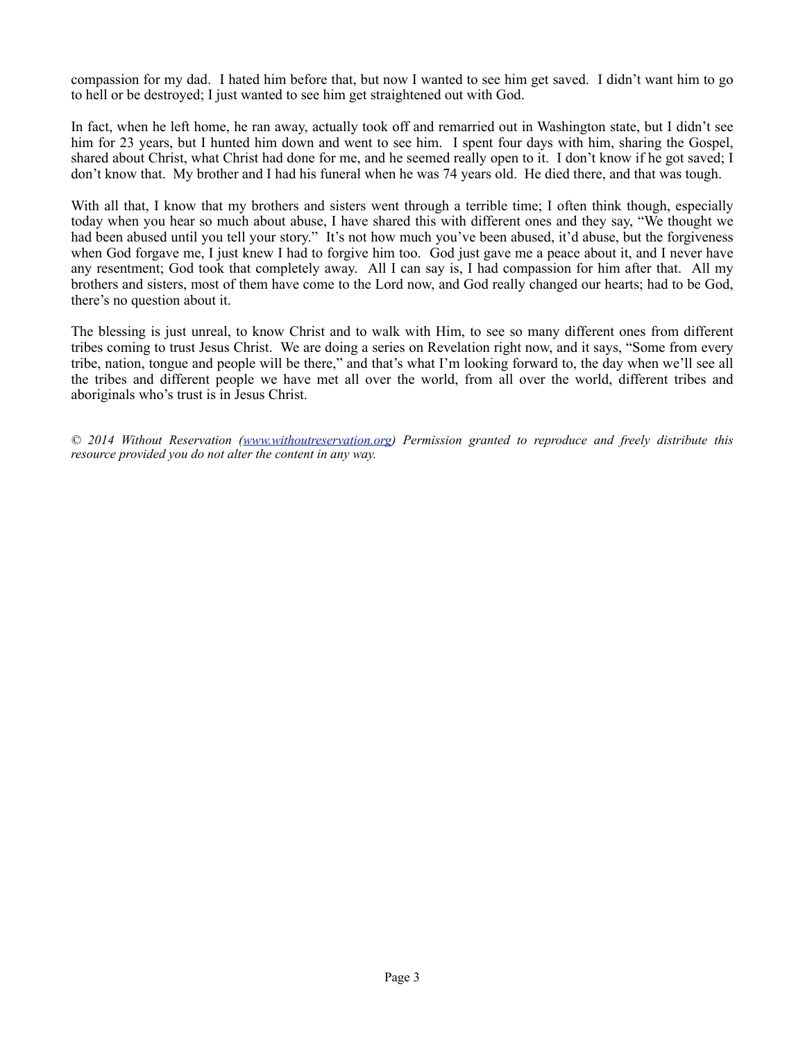compassion for my dad. I hated him before that, but now I wanted to see him get saved. I didn't want him to go to hell or be destroyed; I just wanted to see him get straightened out with God.

In fact, when he left home, he ran away, actually took off and remarried out in Washington state, but I didn't see him for 23 years, but I hunted him down and went to see him. I spent four days with him, sharing the Gospel, shared about Christ, what Christ had done for me, and he seemed really open to it. I don't know if he got saved; I don't know that. My brother and I had his funeral when he was 74 years old. He died there, and that was tough.

With all that, I know that my brothers and sisters went through a terrible time; I often think though, especially today when you hear so much about abuse, I have shared this with different ones and they say, "We thought we had been abused until you tell your story." It's not how much you've been abused, it'd abuse, but the forgiveness when God forgave me, I just knew I had to forgive him too. God just gave me a peace about it, and I never have any resentment; God took that completely away. All I can say is, I had compassion for him after that. All my brothers and sisters, most of them have come to the Lord now, and God really changed our hearts; had to be God, there's no question about it.

The blessing is just unreal, to know Christ and to walk with Him, to see so many different ones from different tribes coming to trust Jesus Christ. We are doing a series on Revelation right now, and it says, "Some from every tribe, nation, tongue and people will be there," and that's what I'm looking forward to, the day when we'll see all the tribes and different people we have met all over the world, from all over the world, different tribes and aboriginals who's trust is in Jesus Christ.

*© 2014 Without Reservation ([www.withoutreservation.org](http://www.withoutreservation.org)) Permission granted to reproduce and freely distribute this resource provided you do not alter the content in any way.*